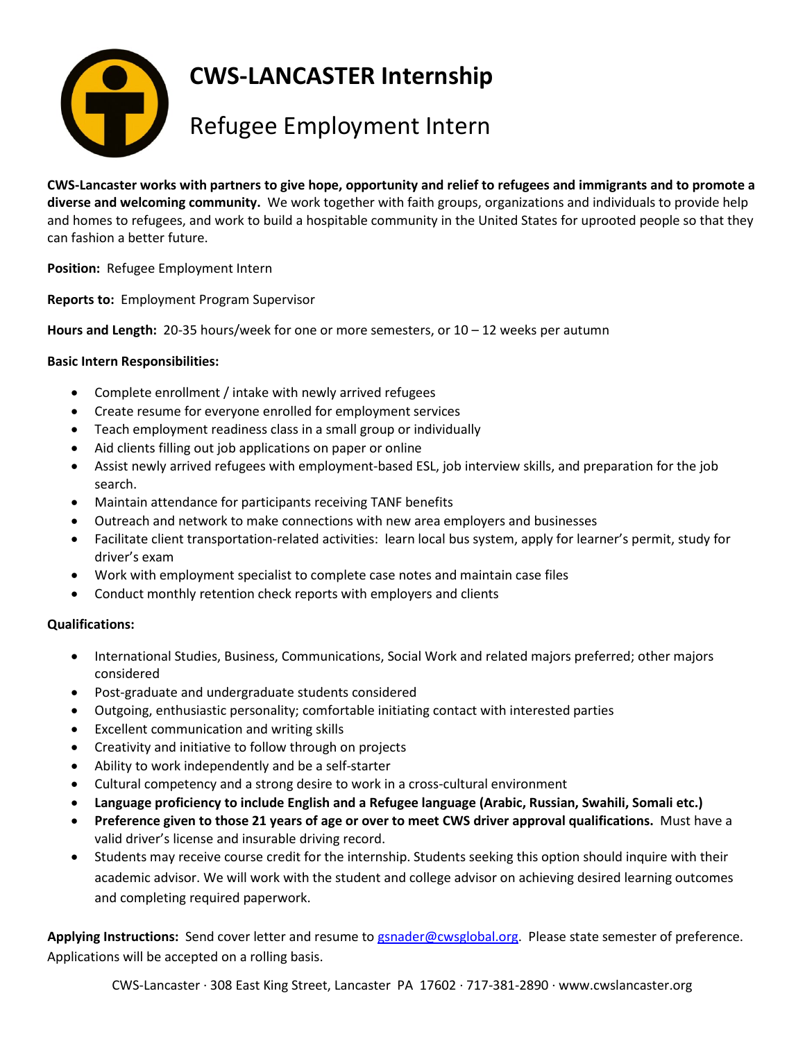# CWS-LANCASTER Internship

## Refugee Employment Intern

**CWS-Lancaster works with partners to give hope, opportunity and relief to refugees and immigrants and to promote a diverse and welcoming community.** We work together with faith groups, organizations and individuals to provide help and homes to refugees, and work to build a hospitable community in the United States for uprooted people so that they can fashion a better future.

**Position:** Refugee Employment Intern

**Reports to:** Employment Program Supervisor

**Hours and Length:** 20-35 hours/week for one or more semesters, or 10 – 12 weeks per autumn

**Basic Intern Responsibilities:**

- Complete enrollment / intake with newly arrived refugees
- Create resume for everyone enrolled for employment services
- Teach employment readiness class in a small group or individually
- Aid clients filling out job applications on paper or online
- Assist newly arrived refugees with employment-based ESL, job interview skills, and preparation for the job search.
- Maintain attendance for participants receiving TANF benefits
- Outreach and network to make connections with new area employers and businesses
- Facilitate client transportation-related activities: learn local bus system, apply for learner's permit, study for driver's exam
- Work with employment specialist to complete case notes and maintain case files
- Conduct monthly retention check reports with employers and clients

**Qualifications:**

- International Studies, Business, Communications, Social Work and related majors preferred; other majors considered
- Post-graduate and undergraduate students considered
- Outgoing, enthusiastic personality; comfortable initiating contact with interested parties
- Excellent communication and writing skills
- Creativity and initiative to follow through on projects
- Ability to work independently and be a self-starter
- Cultural competency and a strong desire to work in a cross-cultural environment
- **Language proficiency to include English and a Refugee language (Arabic, Russian, Swahili, Somali etc.)**
- **Preference given to those 21 years of age or over to meet CWS driver approval qualifications.** Must have a valid driver's license and insurable driving record.
- Students may receive course credit for the internship. Students seeking this option should inquire with their academic advisor. We will work with the student and college advisor on achieving desired learning outcomes and completing required paperwork.

**Applying Instructions:** Send cover letter and resume to gsnader@cwsglobal.org. Please state semester of preference. Applications will be accepted on a rolling basis.

CWS-Lancaster · 308 East King Street, Lancaster PA 17602 · 717-381-2890 · www.cwslancaster.org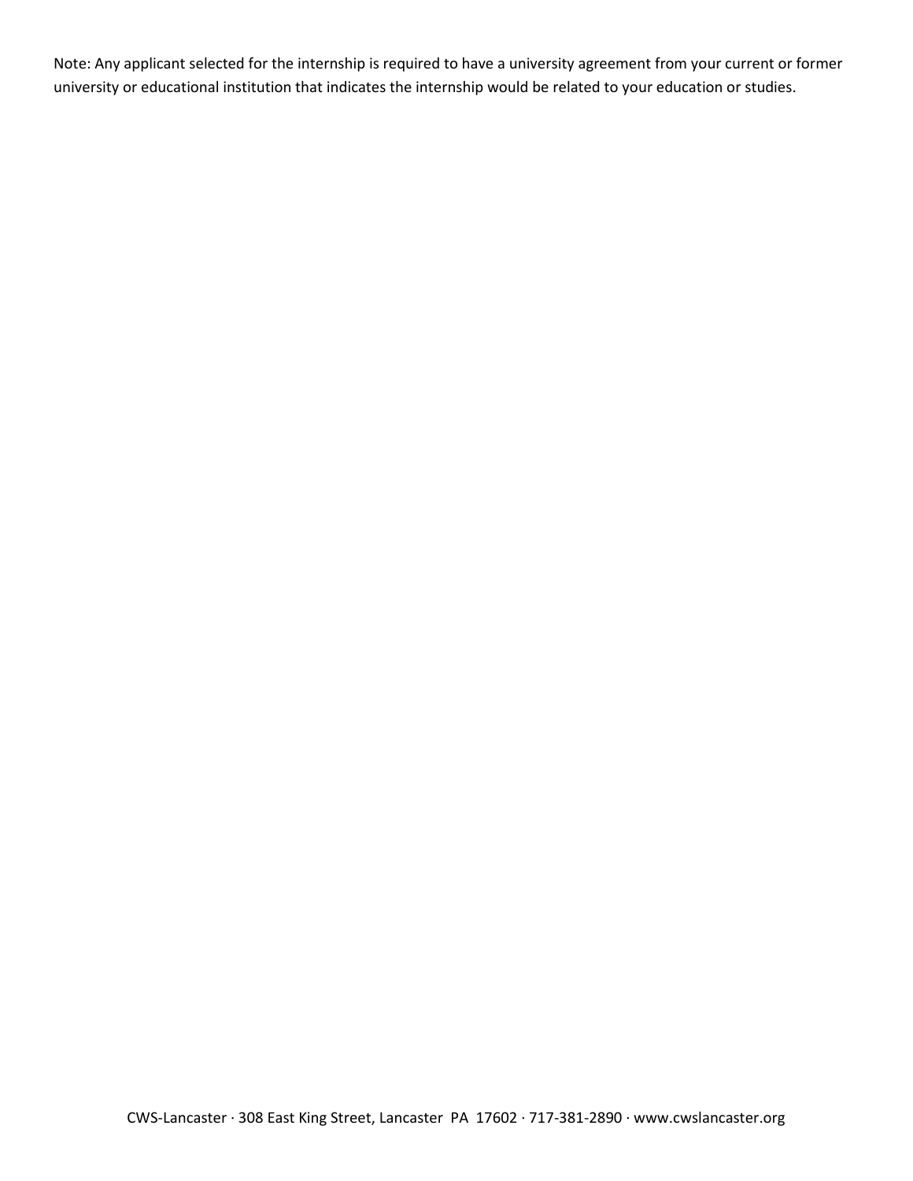Note: Any applicant selected for the internship is required to have a university agreement from your current or former university or educational institution that indicates the internship would be related to your education or studies.